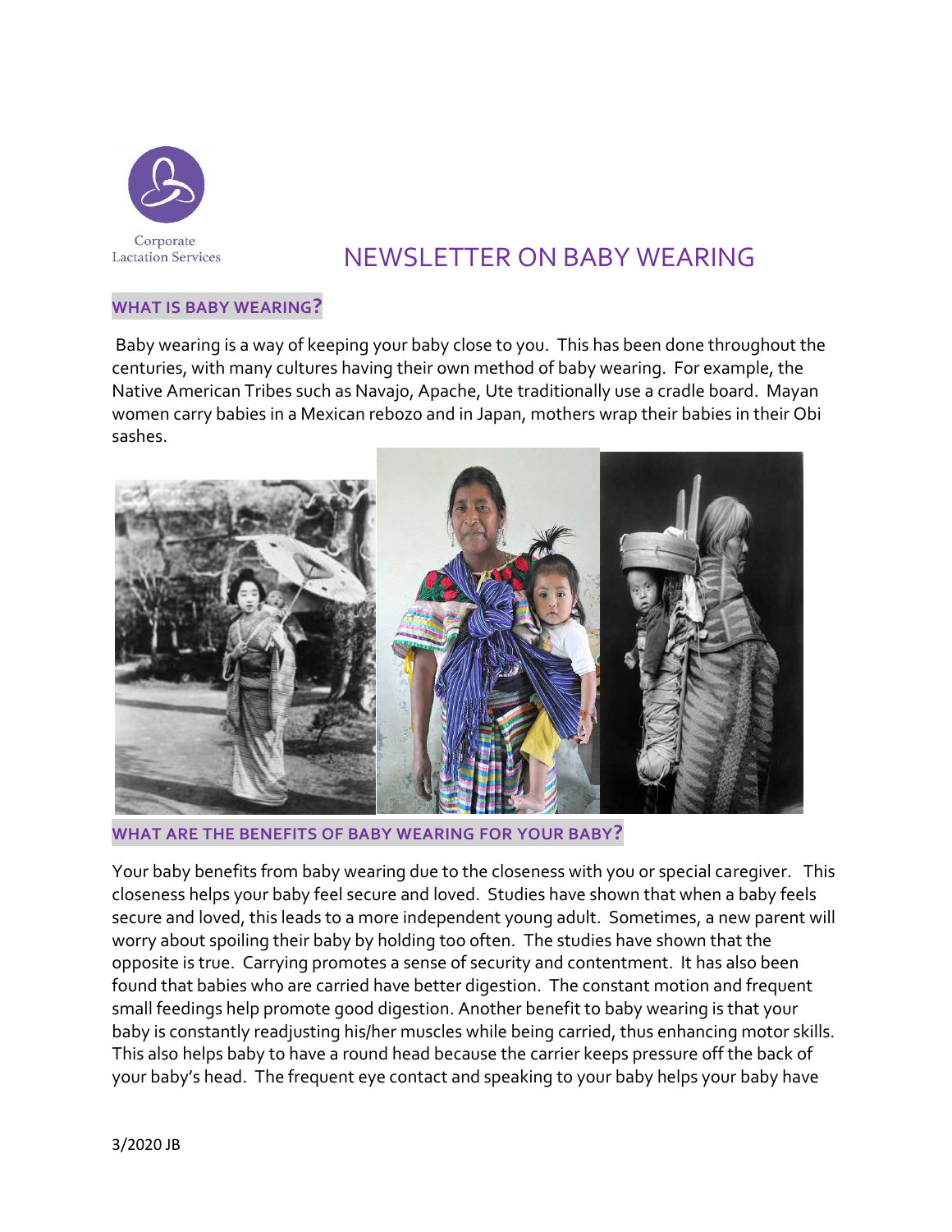Corporate Lactation Services

# NEWSLETTER ON BABY WEARING

## WHAT IS BABY WEARING?

Baby wearing is a way of keeping your baby close to you. This has been done throughout the centuries, with many cultures having their own method of baby wearing. For example, the Native American Tribes such as Navajo, Apache, Ute traditionally use a cradle board. Mayan women carry babies in a Mexican rebozo and in Japan, mothers wrap their babies in their Obi sashes.

## WHAT ARE THE BENEFITS OF BABY WEARING FOR YOUR BABY?

Your baby benefits from baby wearing due to the closeness with you or special caregiver. This closeness helps your baby feel secure and loved. Studies have shown that when a baby feels secure and loved, this leads to a more independent young adult. Sometimes, a new parent will worry about spoiling their baby by holding too often. The studies have shown that the opposite is true. Carrying promotes a sense of security and contentment. It has also been found that babies who are carried have better digestion. The constant motion and frequent small feedings help promote good digestion. Another benefit to baby wearing is that your baby is constantly readjusting his/her muscles while being carried, thus enhancing motor skills. This also helps baby to have a round head because the carrier keeps pressure off the back of your baby's head. The frequent eye contact and speaking to your baby helps your baby have

3/2020 JB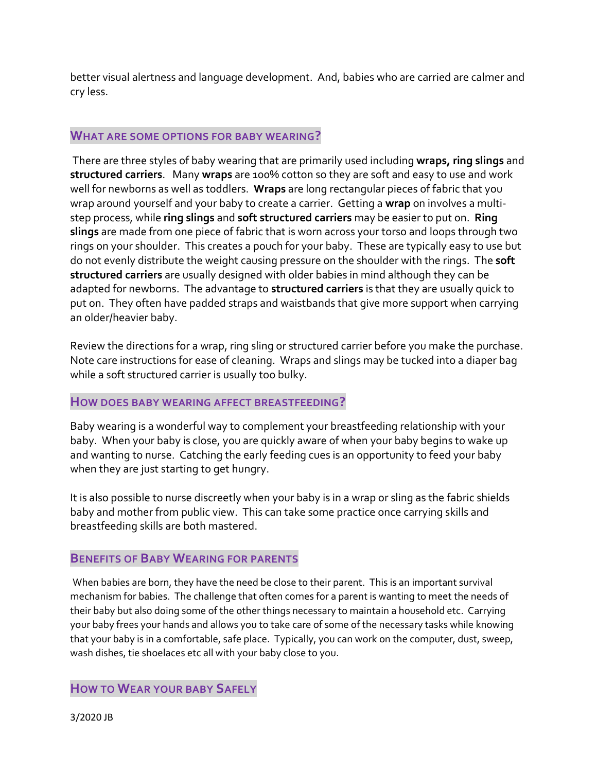better visual alertness and language development. And, babies who are carried are calmer and cry less.

## What are some options for baby wearing?

There are three styles of baby wearing that are primarily used including **wraps, ring slings** and **structured carriers**. Many **wraps** are 100% cotton so they are soft and easy to use and work well for newborns as well as toddlers. **Wraps** are long rectangular pieces of fabric that you wrap around yourself and your baby to create a carrier. Getting a **wrap** on involves a multi-step process, while **ring slings** and **soft structured carriers** may be easier to put on. **Ring slings** are made from one piece of fabric that is worn across your torso and loops through two rings on your shoulder. This creates a pouch for your baby. These are typically easy to use but do not evenly distribute the weight causing pressure on the shoulder with the rings. The **soft structured carriers** are usually designed with older babies in mind although they can be adapted for newborns. The advantage to **structured carriers** is that they are usually quick to put on. They often have padded straps and waistbands that give more support when carrying an older/heavier baby.

Review the directions for a wrap, ring sling or structured carrier before you make the purchase. Note care instructions for ease of cleaning. Wraps and slings may be tucked into a diaper bag while a soft structured carrier is usually too bulky.

## How does baby wearing affect breastfeeding?

Baby wearing is a wonderful way to complement your breastfeeding relationship with your baby. When your baby is close, you are quickly aware of when your baby begins to wake up and wanting to nurse. Catching the early feeding cues is an opportunity to feed your baby when they are just starting to get hungry.

It is also possible to nurse discreetly when your baby is in a wrap or sling as the fabric shields baby and mother from public view. This can take some practice once carrying skills and breastfeeding skills are both mastered.

## Benefits of Baby Wearing for parents

When babies are born, they have the need be close to their parent. This is an important survival mechanism for babies. The challenge that often comes for a parent is wanting to meet the needs of their baby but also doing some of the other things necessary to maintain a household etc. Carrying your baby frees your hands and allows you to take care of some of the necessary tasks while knowing that your baby is in a comfortable, safe place. Typically, you can work on the computer, dust, sweep, wash dishes, tie shoelaces etc all with your baby close to you.

## How to Wear your baby Safely

3/2020 JB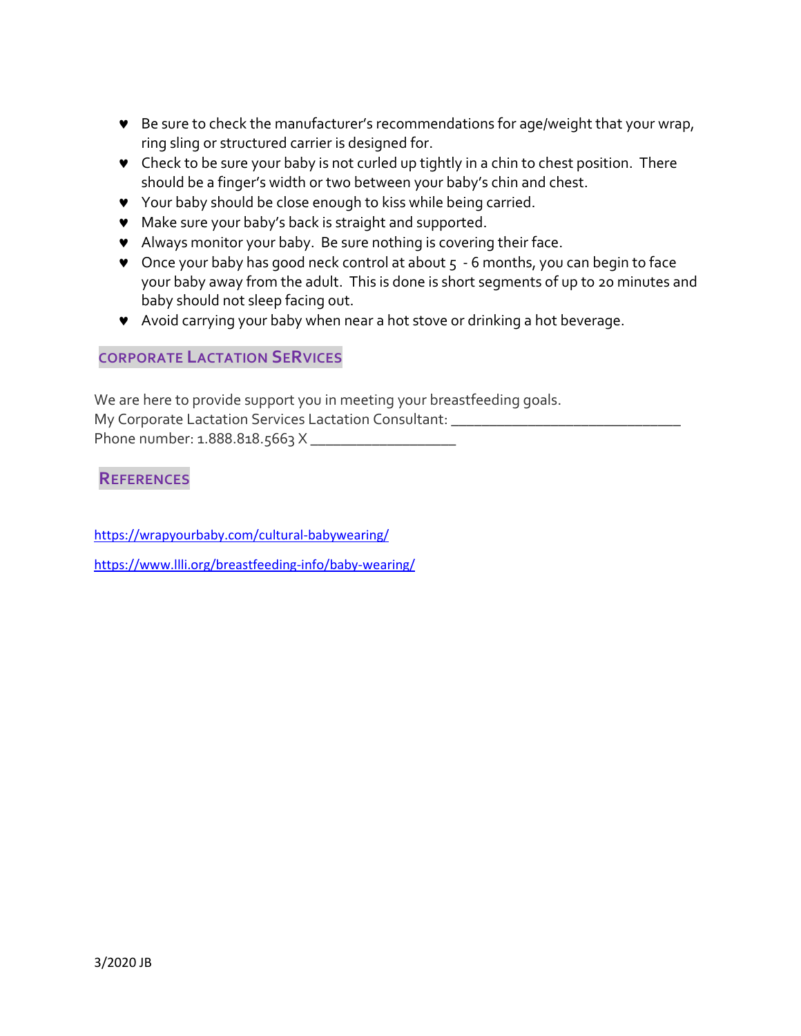- Be sure to check the manufacturer's recommendations for age/weight that your wrap, ring sling or structured carrier is designed for.
- Check to be sure your baby is not curled up tightly in a chin to chest position. There should be a finger's width or two between your baby's chin and chest.
- Your baby should be close enough to kiss while being carried.
- Make sure your baby's back is straight and supported.
- Always monitor your baby. Be sure nothing is covering their face.
- Once your baby has good neck control at about 5 - 6 months, you can begin to face your baby away from the adult. This is done is short segments of up to 20 minutes and baby should not sleep facing out.
- Avoid carrying your baby when near a hot stove or drinking a hot beverage.

## CORPORATE LACTATION SERVICES

We are here to provide support you in meeting your breastfeeding goals.
My Corporate Lactation Services Lactation Consultant: ______________________________
Phone number: 1.888.818.5663 X ___________________

## REFERENCES

https://wrapyourbaby.com/cultural-babywearing/

https://www.llli.org/breastfeeding-info/baby-wearing/

3/2020 JB